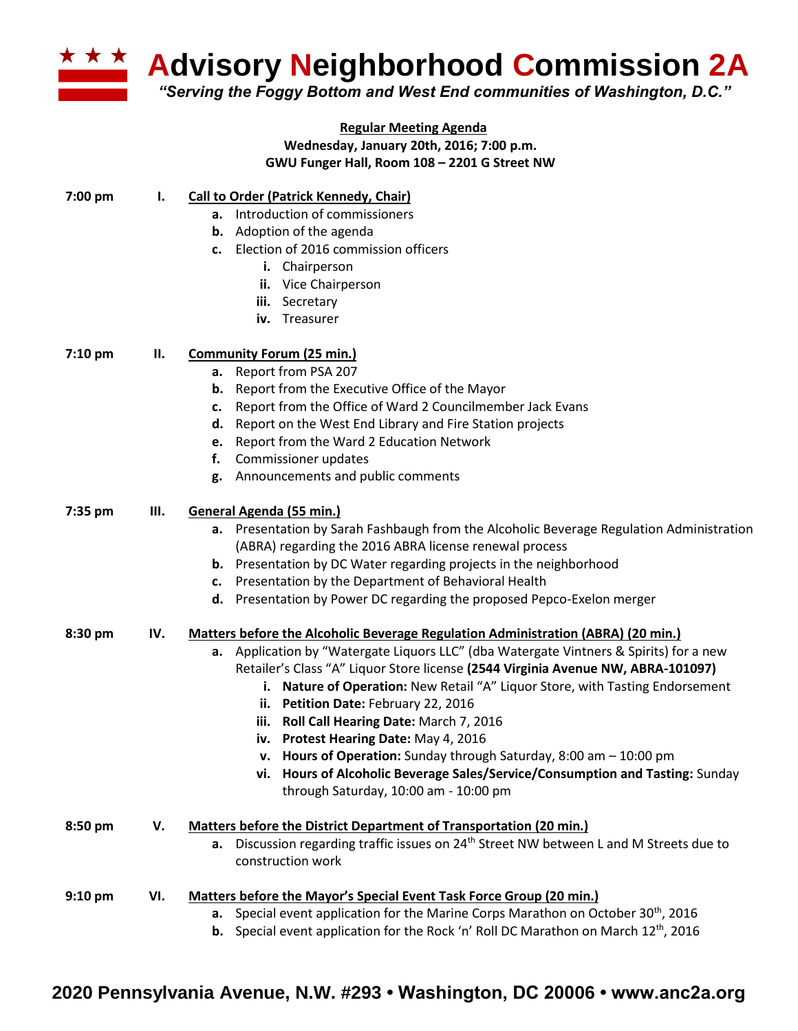# Advisory Neighborhood Commission 2A

*"Serving the Foggy Bottom and West End communities of Washington, D.C."*

**Regular Meeting Agenda**

**Wednesday, January 20th, 2016; 7:00 p.m.**

**GWU Funger Hall, Room 108 – 2201 G Street NW**

**7:00 pm — I. Call to Order (Patrick Kennedy, Chair)**

- **a.** Introduction of commissioners
- **b.** Adoption of the agenda
- **c.** Election of 2016 commission officers
    - **i.** Chairperson
    - **ii.** Vice Chairperson
    - **iii.** Secretary
    - **iv.** Treasurer

**7:10 pm — II. Community Forum (25 min.)**

- **a.** Report from PSA 207
- **b.** Report from the Executive Office of the Mayor
- **c.** Report from the Office of Ward 2 Councilmember Jack Evans
- **d.** Report on the West End Library and Fire Station projects
- **e.** Report from the Ward 2 Education Network
- **f.** Commissioner updates
- **g.** Announcements and public comments

**7:35 pm — III. General Agenda (55 min.)**

- **a.** Presentation by Sarah Fashbaugh from the Alcoholic Beverage Regulation Administration (ABRA) regarding the 2016 ABRA license renewal process
- **b.** Presentation by DC Water regarding projects in the neighborhood
- **c.** Presentation by the Department of Behavioral Health
- **d.** Presentation by Power DC regarding the proposed Pepco-Exelon merger

**8:30 pm — IV. Matters before the Alcoholic Beverage Regulation Administration (ABRA) (20 min.)**

- **a.** Application by "Watergate Liquors LLC" (dba Watergate Vintners & Spirits) for a new Retailer's Class "A" Liquor Store license **(2544 Virginia Avenue NW, ABRA-101097)**
    - **i. Nature of Operation:** New Retail "A" Liquor Store, with Tasting Endorsement
    - **ii. Petition Date:** February 22, 2016
    - **iii. Roll Call Hearing Date:** March 7, 2016
    - **iv. Protest Hearing Date:** May 4, 2016
    - **v. Hours of Operation:** Sunday through Saturday, 8:00 am – 10:00 pm
    - **vi. Hours of Alcoholic Beverage Sales/Service/Consumption and Tasting:** Sunday through Saturday, 10:00 am - 10:00 pm

**8:50 pm — V. Matters before the District Department of Transportation (20 min.)**

- **a.** Discussion regarding traffic issues on 24th Street NW between L and M Streets due to construction work

**9:10 pm — VI. Matters before the Mayor's Special Event Task Force Group (20 min.)**

- **a.** Special event application for the Marine Corps Marathon on October 30th, 2016
- **b.** Special event application for the Rock 'n' Roll DC Marathon on March 12th, 2016

**2020 Pennsylvania Avenue, N.W. #293 • Washington, DC 20006 • www.anc2a.org**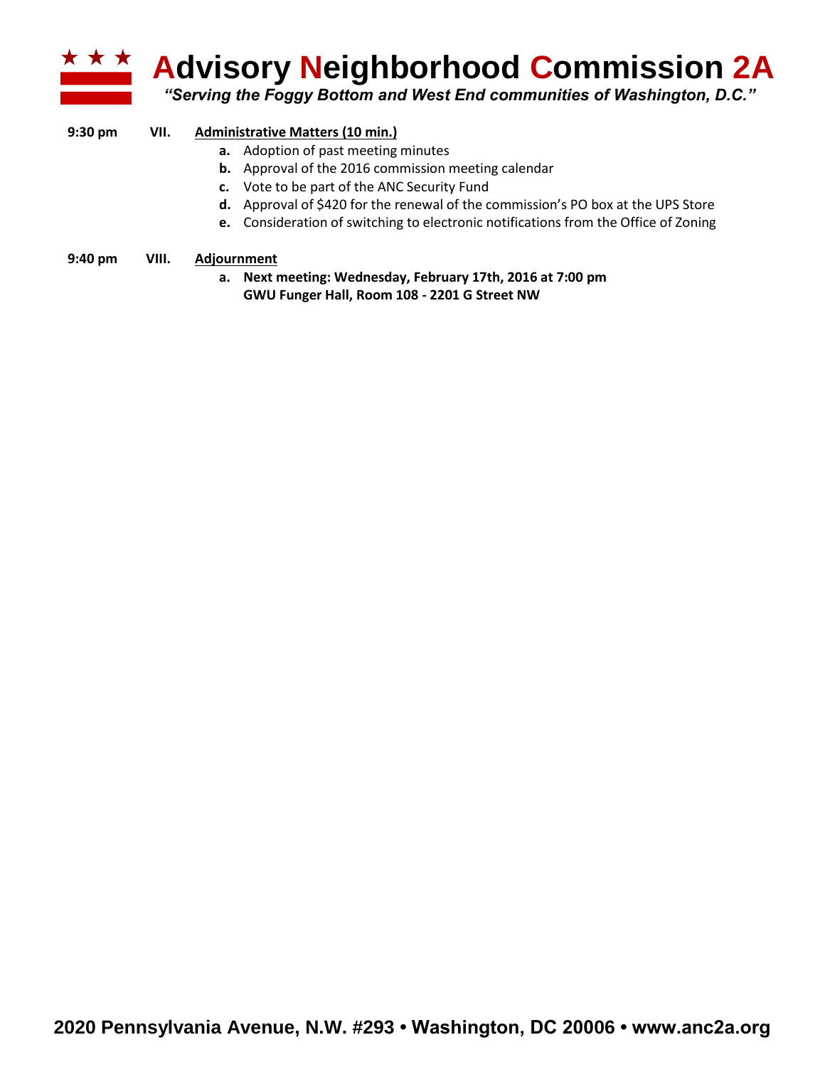**9:30 pm VII. Administrative Matters (10 min.)**

- **a.** Adoption of past meeting minutes
- **b.** Approval of the 2016 commission meeting calendar
- **c.** Vote to be part of the ANC Security Fund
- **d.** Approval of $420 for the renewal of the commission's PO box at the UPS Store
- **e.** Consideration of switching to electronic notifications from the Office of Zoning

**9:40 pm VIII. Adjournment**

- **a. Next meeting: Wednesday, February 17th, 2016 at 7:00 pm**
  **GWU Funger Hall, Room 108 - 2201 G Street NW**